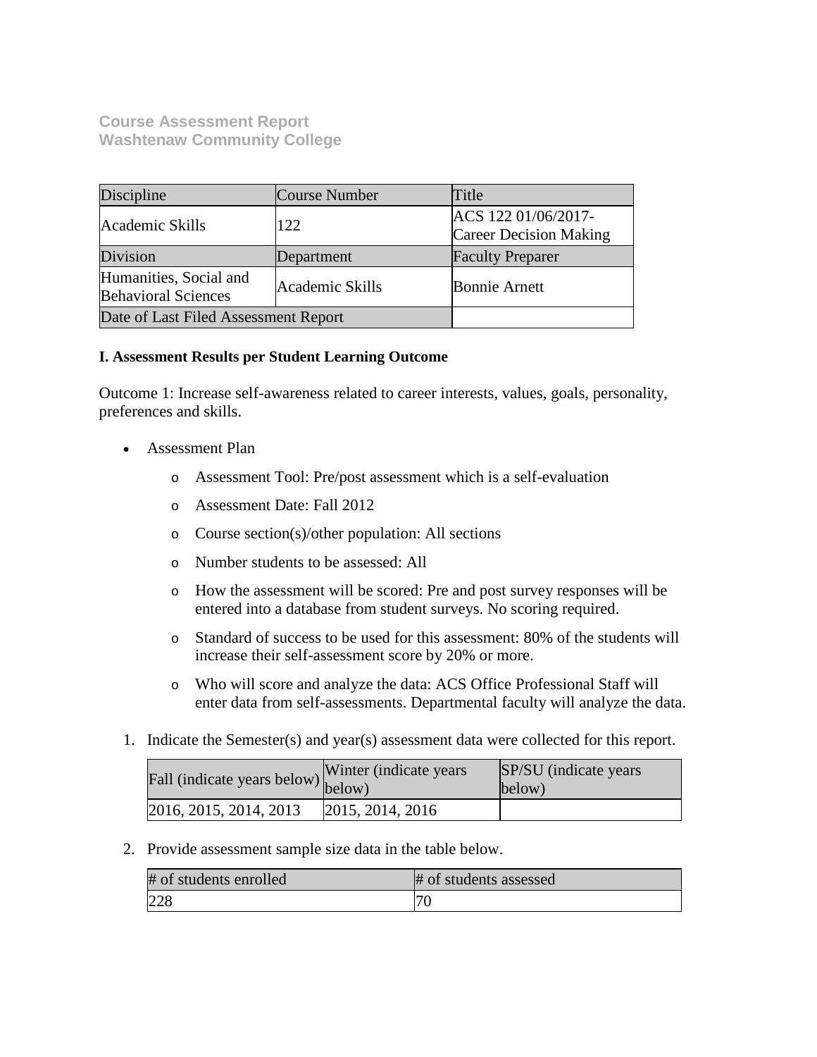**Course Assessment Report**
**Washtenaw Community College**

| Discipline | Course Number | Title |
|---|---|---|
| Academic Skills | 122 | ACS 122 01/06/2017-Career Decision Making |
| Division | Department | Faculty Preparer |
| Humanities, Social and Behavioral Sciences | Academic Skills | Bonnie Arnett |
| Date of Last Filed Assessment Report | | |

**I. Assessment Results per Student Learning Outcome**

Outcome 1: Increase self-awareness related to career interests, values, goals, personality, preferences and skills.

- Assessment Plan
    - Assessment Tool: Pre/post assessment which is a self-evaluation
    - Assessment Date: Fall 2012
    - Course section(s)/other population: All sections
    - Number students to be assessed: All
    - How the assessment will be scored: Pre and post survey responses will be entered into a database from student surveys. No scoring required.
    - Standard of success to be used for this assessment: 80% of the students will increase their self-assessment score by 20% or more.
    - Who will score and analyze the data: ACS Office Professional Staff will enter data from self-assessments. Departmental faculty will analyze the data.

1. Indicate the Semester(s) and year(s) assessment data were collected for this report.

| Fall (indicate years below) | Winter (indicate years below) | SP/SU (indicate years below) |
|---|---|---|
| 2016, 2015, 2014, 2013 | 2015, 2014, 2016 | |

2. Provide assessment sample size data in the table below.

| # of students enrolled | # of students assessed |
|---|---|
| 228 | 70 |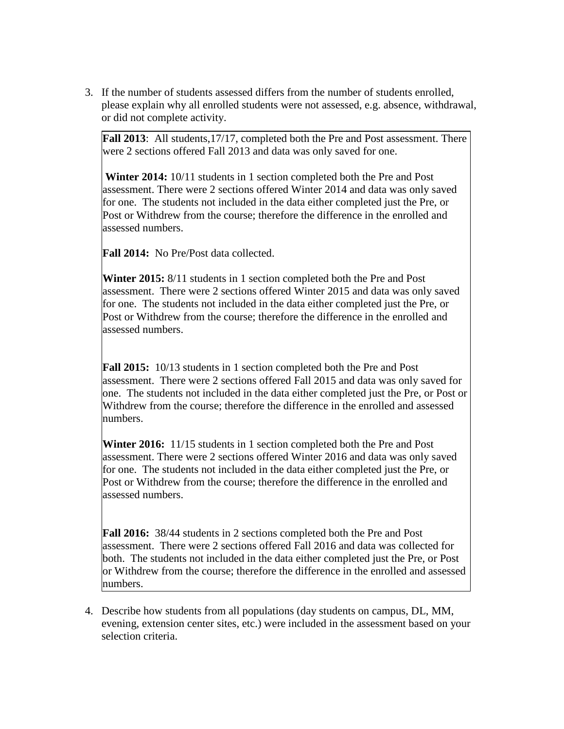3. If the number of students assessed differs from the number of students enrolled, please explain why all enrolled students were not assessed, e.g. absence, withdrawal, or did not complete activity.

> **Fall 2013**: All students,17/17, completed both the Pre and Post assessment. There were 2 sections offered Fall 2013 and data was only saved for one.
>
> **Winter 2014:** 10/11 students in 1 section completed both the Pre and Post assessment. There were 2 sections offered Winter 2014 and data was only saved for one. The students not included in the data either completed just the Pre, or Post or Withdrew from the course; therefore the difference in the enrolled and assessed numbers.
>
> **Fall 2014:** No Pre/Post data collected.
>
> **Winter 2015:** 8/11 students in 1 section completed both the Pre and Post assessment. There were 2 sections offered Winter 2015 and data was only saved for one. The students not included in the data either completed just the Pre, or Post or Withdrew from the course; therefore the difference in the enrolled and assessed numbers.
>
> **Fall 2015:** 10/13 students in 1 section completed both the Pre and Post assessment. There were 2 sections offered Fall 2015 and data was only saved for one. The students not included in the data either completed just the Pre, or Post or Withdrew from the course; therefore the difference in the enrolled and assessed numbers.
>
> **Winter 2016:** 11/15 students in 1 section completed both the Pre and Post assessment. There were 2 sections offered Winter 2016 and data was only saved for one. The students not included in the data either completed just the Pre, or Post or Withdrew from the course; therefore the difference in the enrolled and assessed numbers.
>
> **Fall 2016:** 38/44 students in 2 sections completed both the Pre and Post assessment. There were 2 sections offered Fall 2016 and data was collected for both. The students not included in the data either completed just the Pre, or Post or Withdrew from the course; therefore the difference in the enrolled and assessed numbers.

4. Describe how students from all populations (day students on campus, DL, MM, evening, extension center sites, etc.) were included in the assessment based on your selection criteria.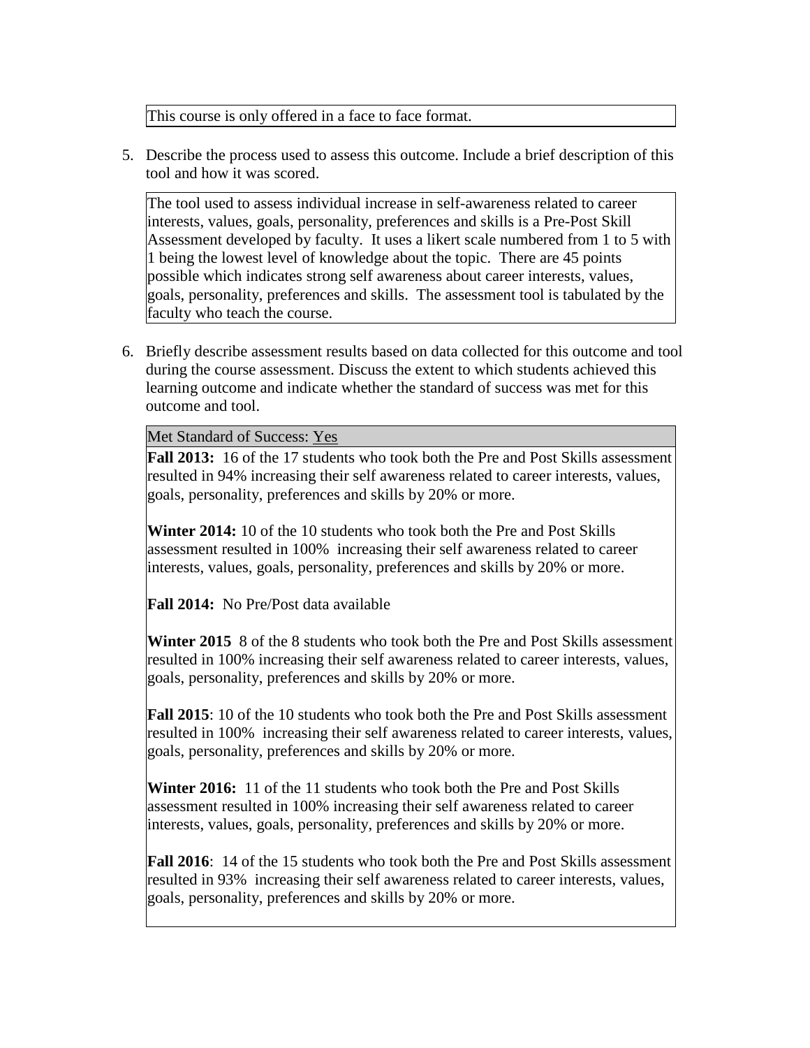This course is only offered in a face to face format.

5. Describe the process used to assess this outcome. Include a brief description of this tool and how it was scored.

The tool used to assess individual increase in self-awareness related to career interests, values, goals, personality, preferences and skills is a Pre-Post Skill Assessment developed by faculty. It uses a likert scale numbered from 1 to 5 with 1 being the lowest level of knowledge about the topic. There are 45 points possible which indicates strong self awareness about career interests, values, goals, personality, preferences and skills. The assessment tool is tabulated by the faculty who teach the course.

6. Briefly describe assessment results based on data collected for this outcome and tool during the course assessment. Discuss the extent to which students achieved this learning outcome and indicate whether the standard of success was met for this outcome and tool.

Met Standard of Success: Yes

**Fall 2013:** 16 of the 17 students who took both the Pre and Post Skills assessment resulted in 94% increasing their self awareness related to career interests, values, goals, personality, preferences and skills by 20% or more.

**Winter 2014:** 10 of the 10 students who took both the Pre and Post Skills assessment resulted in 100% increasing their self awareness related to career interests, values, goals, personality, preferences and skills by 20% or more.

**Fall 2014:** No Pre/Post data available

**Winter 2015** 8 of the 8 students who took both the Pre and Post Skills assessment resulted in 100% increasing their self awareness related to career interests, values, goals, personality, preferences and skills by 20% or more.

**Fall 2015**: 10 of the 10 students who took both the Pre and Post Skills assessment resulted in 100% increasing their self awareness related to career interests, values, goals, personality, preferences and skills by 20% or more.

**Winter 2016:** 11 of the 11 students who took both the Pre and Post Skills assessment resulted in 100% increasing their self awareness related to career interests, values, goals, personality, preferences and skills by 20% or more.

**Fall 2016**: 14 of the 15 students who took both the Pre and Post Skills assessment resulted in 93% increasing their self awareness related to career interests, values, goals, personality, preferences and skills by 20% or more.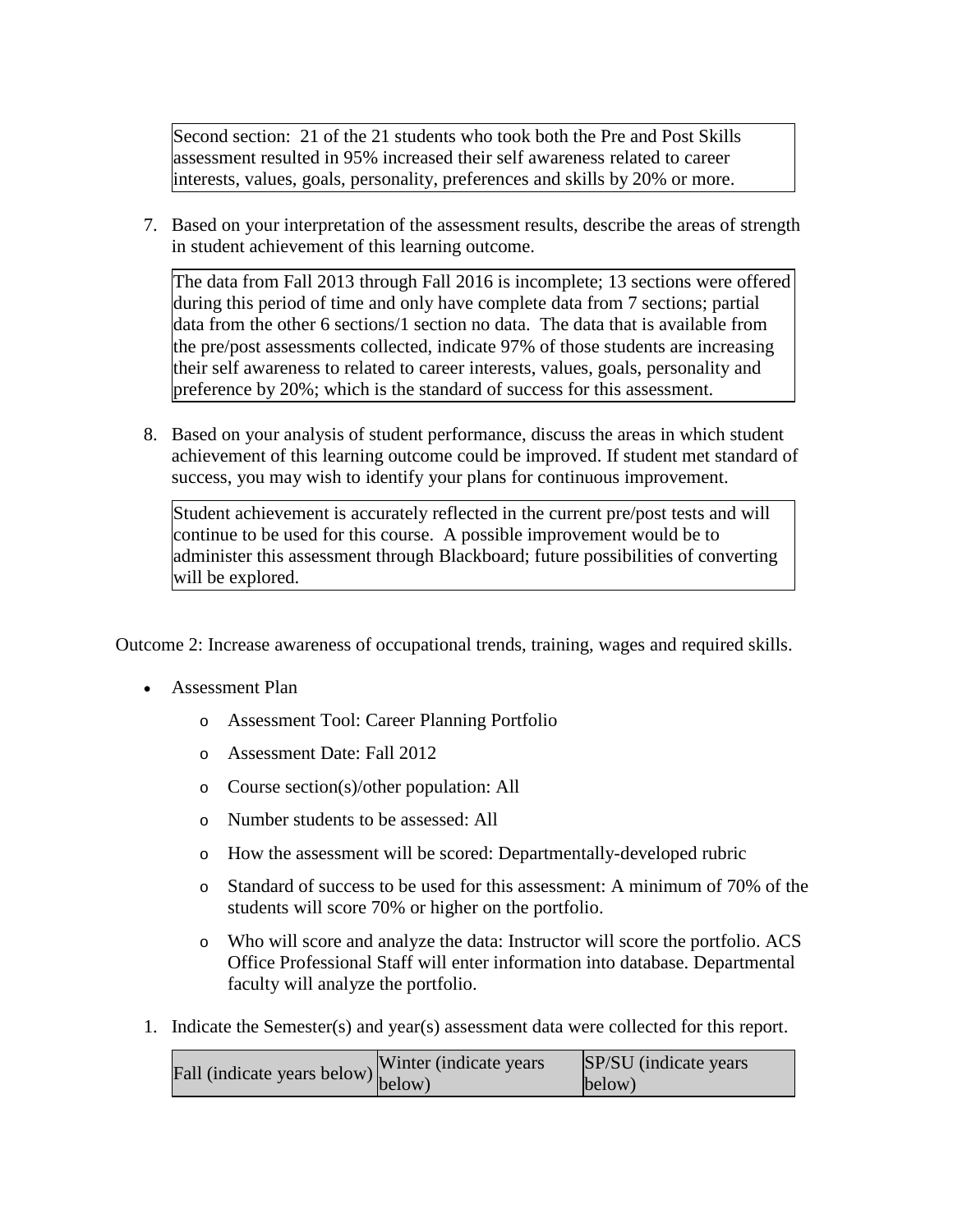Second section: 21 of the 21 students who took both the Pre and Post Skills assessment resulted in 95% increased their self awareness related to career interests, values, goals, personality, preferences and skills by 20% or more.

7. Based on your interpretation of the assessment results, describe the areas of strength in student achievement of this learning outcome.

The data from Fall 2013 through Fall 2016 is incomplete; 13 sections were offered during this period of time and only have complete data from 7 sections; partial data from the other 6 sections/1 section no data. The data that is available from the pre/post assessments collected, indicate 97% of those students are increasing their self awareness to related to career interests, values, goals, personality and preference by 20%; which is the standard of success for this assessment.

8. Based on your analysis of student performance, discuss the areas in which student achievement of this learning outcome could be improved. If student met standard of success, you may wish to identify your plans for continuous improvement.

Student achievement is accurately reflected in the current pre/post tests and will continue to be used for this course. A possible improvement would be to administer this assessment through Blackboard; future possibilities of converting will be explored.

Outcome 2: Increase awareness of occupational trends, training, wages and required skills.

- Assessment Plan
  - Assessment Tool: Career Planning Portfolio
  - Assessment Date: Fall 2012
  - Course section(s)/other population: All
  - Number students to be assessed: All
  - How the assessment will be scored: Departmentally-developed rubric
  - Standard of success to be used for this assessment: A minimum of 70% of the students will score 70% or higher on the portfolio.
  - Who will score and analyze the data: Instructor will score the portfolio. ACS Office Professional Staff will enter information into database. Departmental faculty will analyze the portfolio.

1. Indicate the Semester(s) and year(s) assessment data were collected for this report.

| Fall (indicate years below) | Winter (indicate years below) | SP/SU (indicate years below) |
| --- | --- | --- |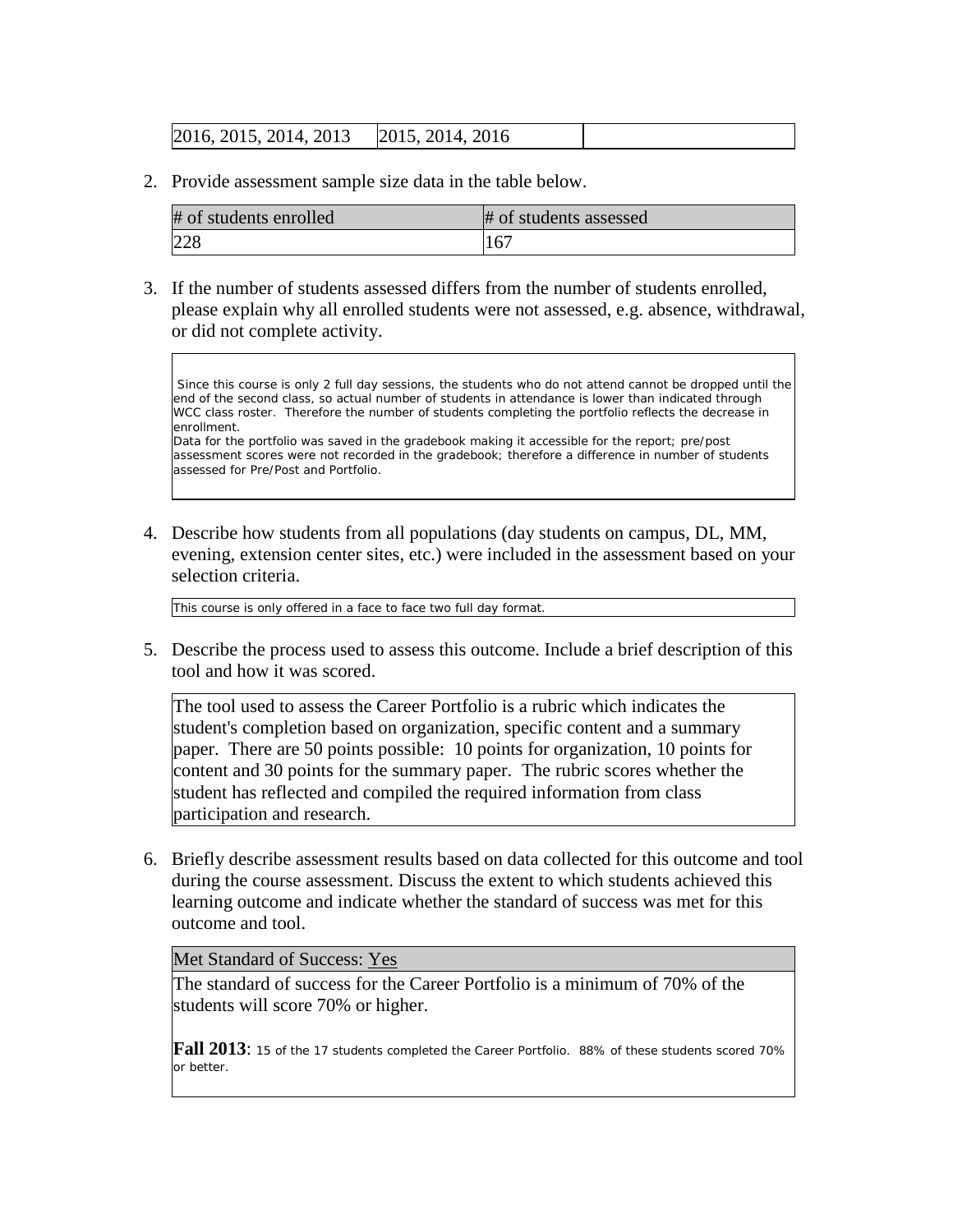| 2016, 2015, 2014, 2013 | 2015, 2014, 2016 | |
|---|---|---|

2. Provide assessment sample size data in the table below.

| # of students enrolled | # of students assessed |
|---|---|
| 228 | 167 |

3. If the number of students assessed differs from the number of students enrolled, please explain why all enrolled students were not assessed, e.g. absence, withdrawal, or did not complete activity.

Since this course is only 2 full day sessions, the students who do not attend cannot be dropped until the end of the second class, so actual number of students in attendance is lower than indicated through WCC class roster. Therefore the number of students completing the portfolio reflects the decrease in enrollment.
Data for the portfolio was saved in the gradebook making it accessible for the report; pre/post assessment scores were not recorded in the gradebook; therefore a difference in number of students assessed for Pre/Post and Portfolio.

4. Describe how students from all populations (day students on campus, DL, MM, evening, extension center sites, etc.) were included in the assessment based on your selection criteria.

This course is only offered in a face to face two full day format.

5. Describe the process used to assess this outcome. Include a brief description of this tool and how it was scored.

The tool used to assess the Career Portfolio is a rubric which indicates the student's completion based on organization, specific content and a summary paper. There are 50 points possible: 10 points for organization, 10 points for content and 30 points for the summary paper. The rubric scores whether the student has reflected and compiled the required information from class participation and research.

6. Briefly describe assessment results based on data collected for this outcome and tool during the course assessment. Discuss the extent to which students achieved this learning outcome and indicate whether the standard of success was met for this outcome and tool.

Met Standard of Success: Yes

The standard of success for the Career Portfolio is a minimum of 70% of the students will score 70% or higher.

**Fall 2013**: 15 of the 17 students completed the Career Portfolio. 88% of these students scored 70% or better.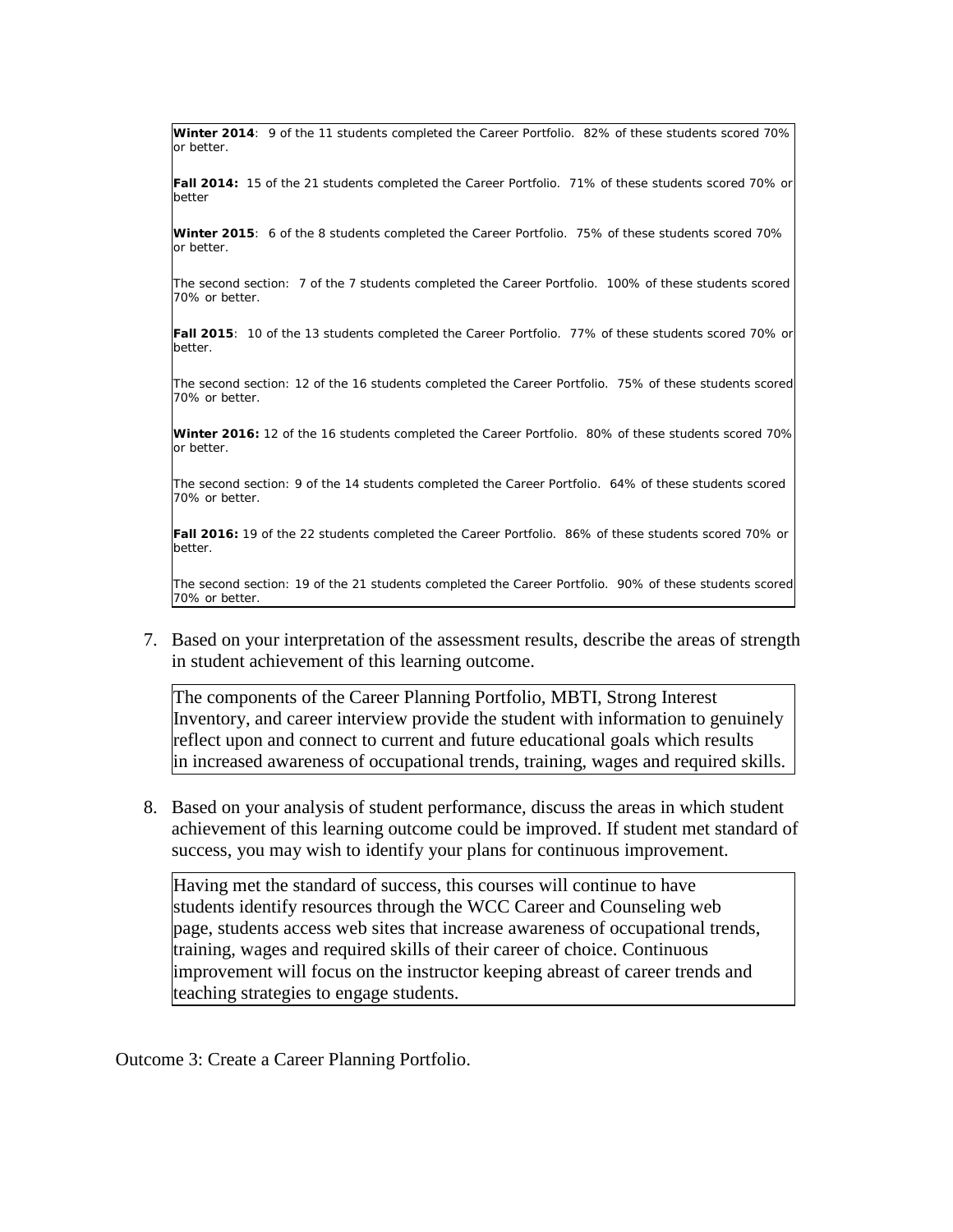**Winter 2014**: 9 of the 11 students completed the Career Portfolio. 82% of these students scored 70% or better.

**Fall 2014:** 15 of the 21 students completed the Career Portfolio. 71% of these students scored 70% or better

**Winter 2015**: 6 of the 8 students completed the Career Portfolio. 75% of these students scored 70% or better.

The second section: 7 of the 7 students completed the Career Portfolio. 100% of these students scored 70% or better.

**Fall 2015**: 10 of the 13 students completed the Career Portfolio. 77% of these students scored 70% or better.

The second section: 12 of the 16 students completed the Career Portfolio. 75% of these students scored 70% or better.

**Winter 2016:** 12 of the 16 students completed the Career Portfolio. 80% of these students scored 70% or better.

The second section: 9 of the 14 students completed the Career Portfolio. 64% of these students scored 70% or better.

**Fall 2016:** 19 of the 22 students completed the Career Portfolio. 86% of these students scored 70% or better.

The second section: 19 of the 21 students completed the Career Portfolio. 90% of these students scored 70% or better.

7. Based on your interpretation of the assessment results, describe the areas of strength in student achievement of this learning outcome.

The components of the Career Planning Portfolio, MBTI, Strong Interest Inventory, and career interview provide the student with information to genuinely reflect upon and connect to current and future educational goals which results in increased awareness of occupational trends, training, wages and required skills.

8. Based on your analysis of student performance, discuss the areas in which student achievement of this learning outcome could be improved. If student met standard of success, you may wish to identify your plans for continuous improvement.

Having met the standard of success, this courses will continue to have students identify resources through the WCC Career and Counseling web page, students access web sites that increase awareness of occupational trends, training, wages and required skills of their career of choice. Continuous improvement will focus on the instructor keeping abreast of career trends and teaching strategies to engage students.

Outcome 3: Create a Career Planning Portfolio.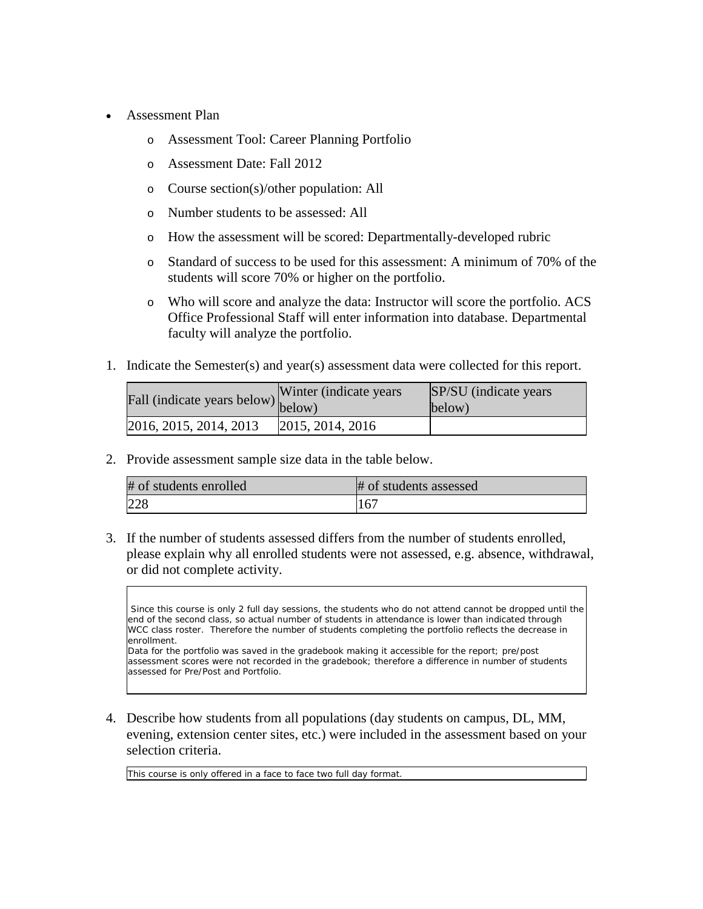- Assessment Plan
  - Assessment Tool: Career Planning Portfolio
  - Assessment Date: Fall 2012
  - Course section(s)/other population: All
  - Number students to be assessed: All
  - How the assessment will be scored: Departmentally-developed rubric
  - Standard of success to be used for this assessment: A minimum of 70% of the students will score 70% or higher on the portfolio.
  - Who will score and analyze the data: Instructor will score the portfolio. ACS Office Professional Staff will enter information into database. Departmental faculty will analyze the portfolio.

1. Indicate the Semester(s) and year(s) assessment data were collected for this report.

| Fall (indicate years below) | Winter (indicate years below) | SP/SU (indicate years below) |
|---|---|---|
| 2016, 2015, 2014, 2013 | 2015, 2014, 2016 | |

2. Provide assessment sample size data in the table below.

| # of students enrolled | # of students assessed |
|---|---|
| 228 | 167 |

3. If the number of students assessed differs from the number of students enrolled, please explain why all enrolled students were not assessed, e.g. absence, withdrawal, or did not complete activity.

Since this course is only 2 full day sessions, the students who do not attend cannot be dropped until the end of the second class, so actual number of students in attendance is lower than indicated through WCC class roster. Therefore the number of students completing the portfolio reflects the decrease in enrollment.
Data for the portfolio was saved in the gradebook making it accessible for the report; pre/post assessment scores were not recorded in the gradebook; therefore a difference in number of students assessed for Pre/Post and Portfolio.

4. Describe how students from all populations (day students on campus, DL, MM, evening, extension center sites, etc.) were included in the assessment based on your selection criteria.

This course is only offered in a face to face two full day format.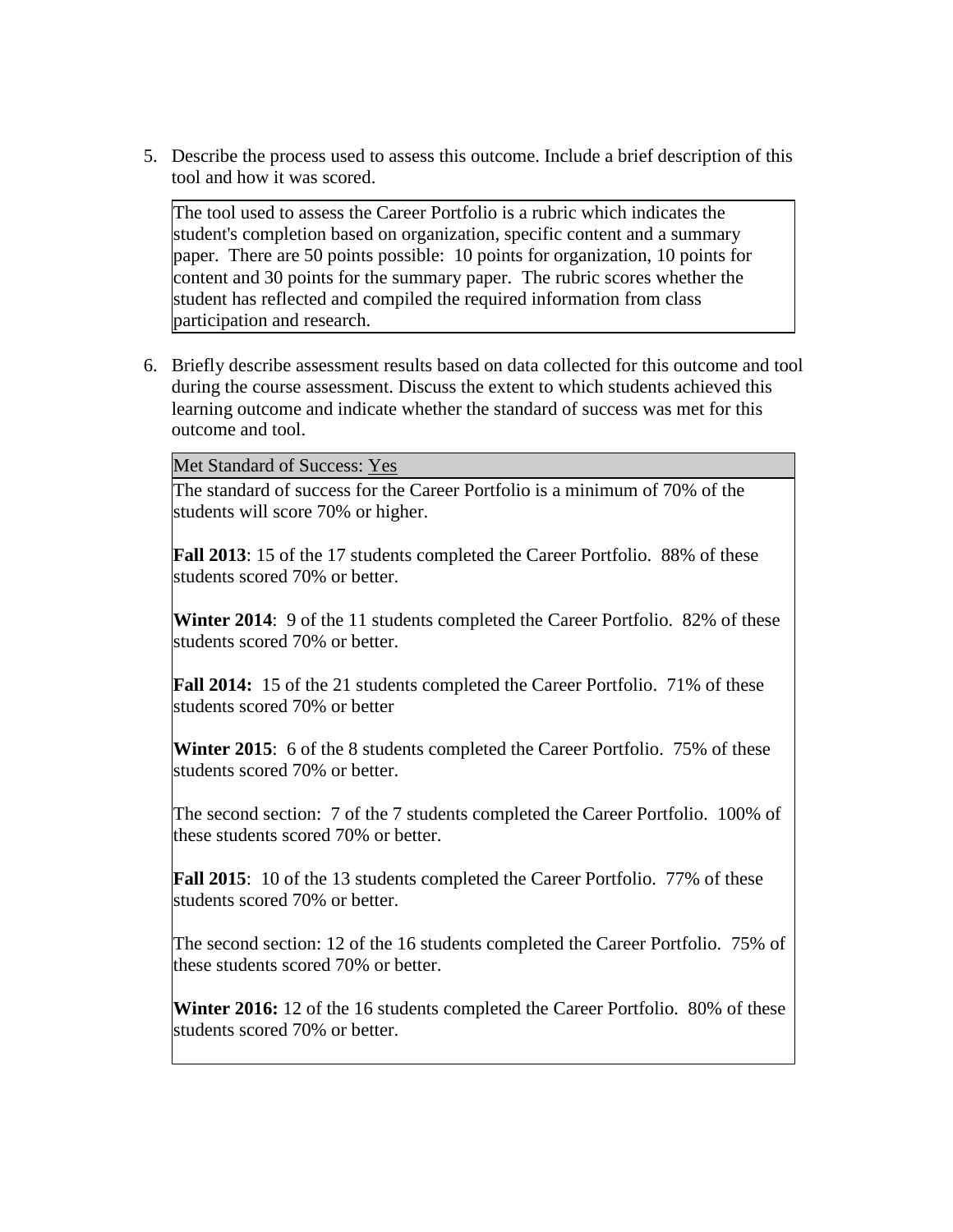5. Describe the process used to assess this outcome. Include a brief description of this tool and how it was scored.

| The tool used to assess the Career Portfolio is a rubric which indicates the student's completion based on organization, specific content and a summary paper. There are 50 points possible: 10 points for organization, 10 points for content and 30 points for the summary paper. The rubric scores whether the student has reflected and compiled the required information from class participation and research. |
|---|

6. Briefly describe assessment results based on data collected for this outcome and tool during the course assessment. Discuss the extent to which students achieved this learning outcome and indicate whether the standard of success was met for this outcome and tool.

Met Standard of Success: Yes

The standard of success for the Career Portfolio is a minimum of 70% of the students will score 70% or higher.

**Fall 2013**: 15 of the 17 students completed the Career Portfolio. 88% of these students scored 70% or better.

**Winter 2014**: 9 of the 11 students completed the Career Portfolio. 82% of these students scored 70% or better.

**Fall 2014:** 15 of the 21 students completed the Career Portfolio. 71% of these students scored 70% or better

**Winter 2015**: 6 of the 8 students completed the Career Portfolio. 75% of these students scored 70% or better.

The second section: 7 of the 7 students completed the Career Portfolio. 100% of these students scored 70% or better.

**Fall 2015**: 10 of the 13 students completed the Career Portfolio. 77% of these students scored 70% or better.

The second section: 12 of the 16 students completed the Career Portfolio. 75% of these students scored 70% or better.

**Winter 2016:** 12 of the 16 students completed the Career Portfolio. 80% of these students scored 70% or better.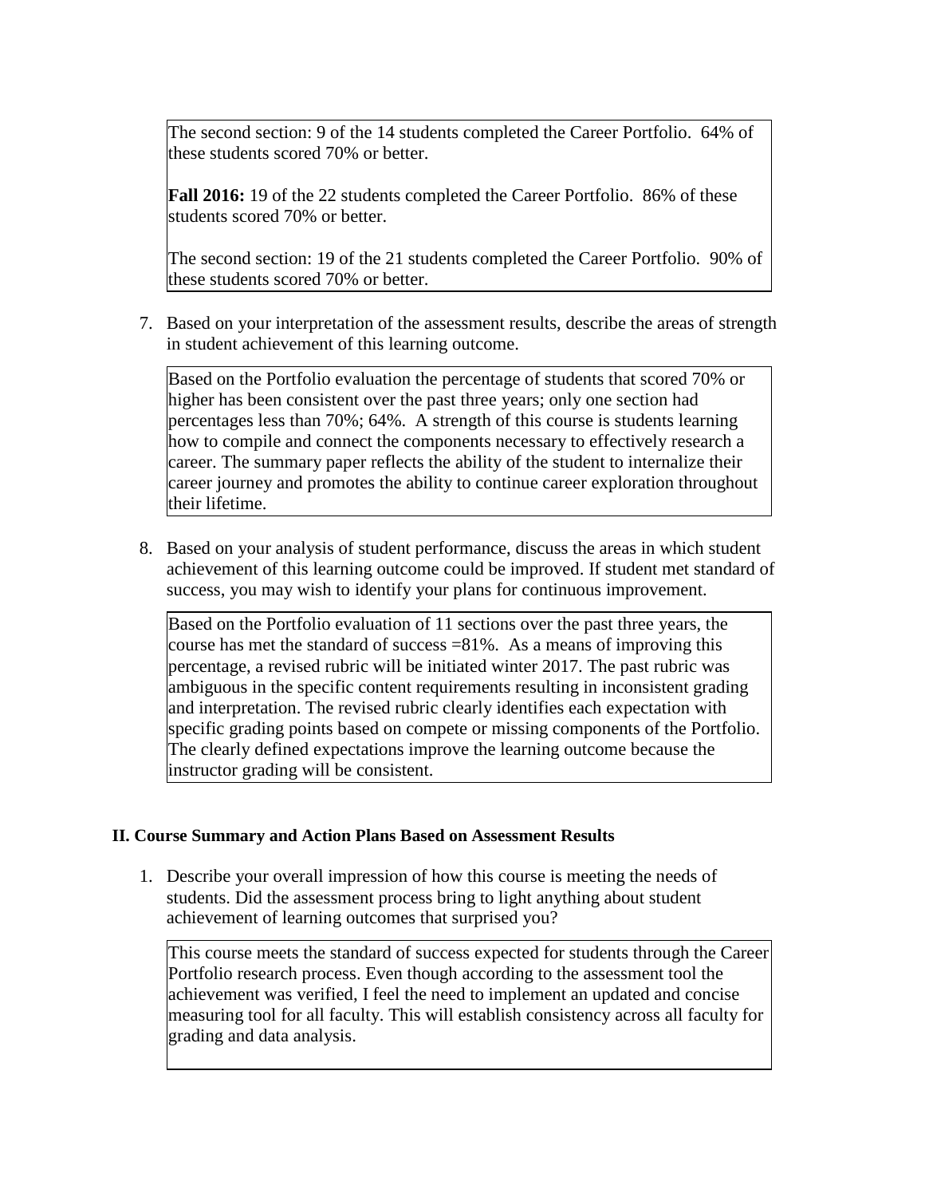The second section: 9 of the 14 students completed the Career Portfolio. 64% of these students scored 70% or better.

**Fall 2016:** 19 of the 22 students completed the Career Portfolio. 86% of these students scored 70% or better.

The second section: 19 of the 21 students completed the Career Portfolio. 90% of these students scored 70% or better.

7. Based on your interpretation of the assessment results, describe the areas of strength in student achievement of this learning outcome.

Based on the Portfolio evaluation the percentage of students that scored 70% or higher has been consistent over the past three years; only one section had percentages less than 70%; 64%. A strength of this course is students learning how to compile and connect the components necessary to effectively research a career. The summary paper reflects the ability of the student to internalize their career journey and promotes the ability to continue career exploration throughout their lifetime.

8. Based on your analysis of student performance, discuss the areas in which student achievement of this learning outcome could be improved. If student met standard of success, you may wish to identify your plans for continuous improvement.

Based on the Portfolio evaluation of 11 sections over the past three years, the course has met the standard of success =81%. As a means of improving this percentage, a revised rubric will be initiated winter 2017. The past rubric was ambiguous in the specific content requirements resulting in inconsistent grading and interpretation. The revised rubric clearly identifies each expectation with specific grading points based on compete or missing components of the Portfolio. The clearly defined expectations improve the learning outcome because the instructor grading will be consistent.

## II. Course Summary and Action Plans Based on Assessment Results

1. Describe your overall impression of how this course is meeting the needs of students. Did the assessment process bring to light anything about student achievement of learning outcomes that surprised you?

This course meets the standard of success expected for students through the Career Portfolio research process. Even though according to the assessment tool the achievement was verified, I feel the need to implement an updated and concise measuring tool for all faculty. This will establish consistency across all faculty for grading and data analysis.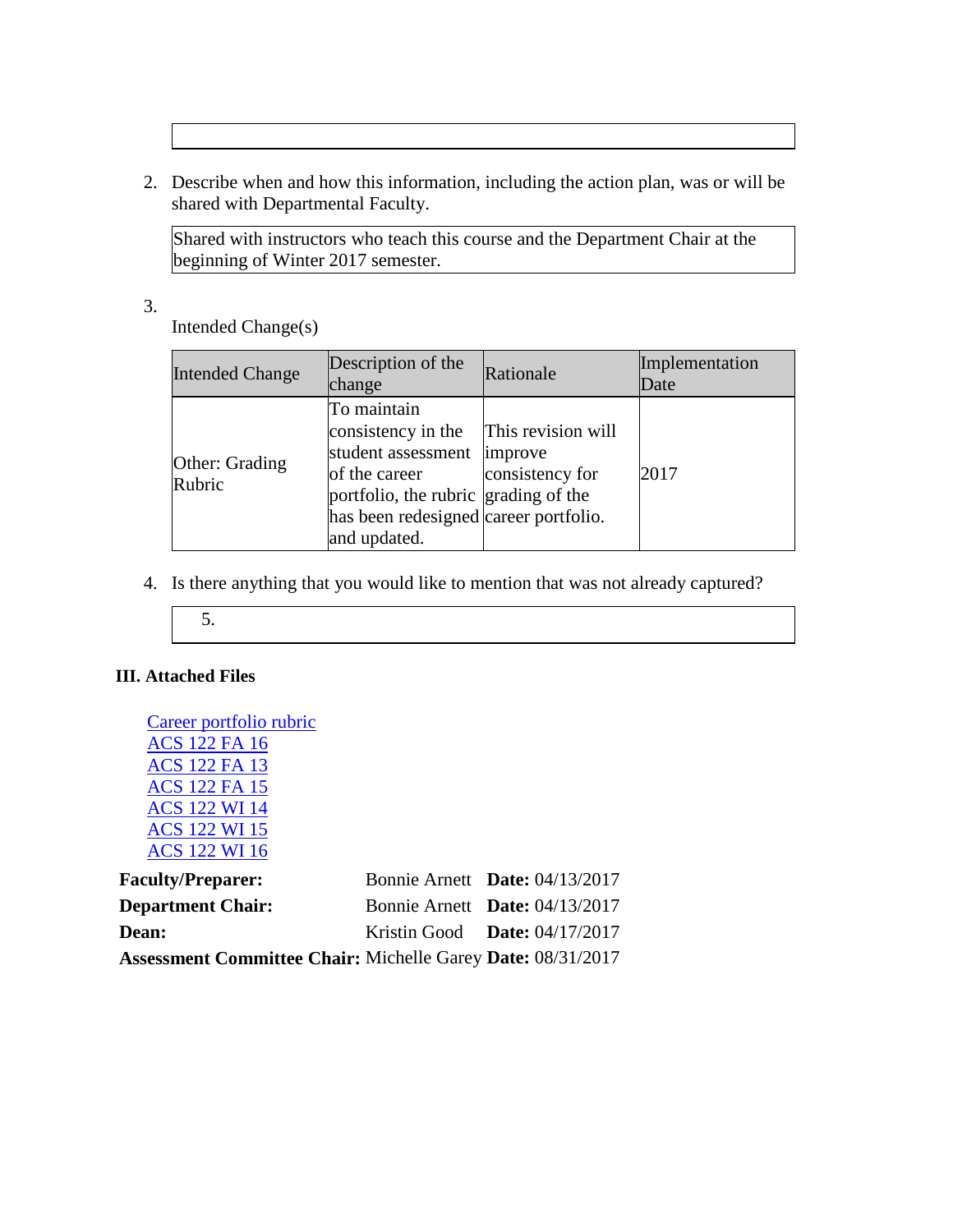2. Describe when and how this information, including the action plan, was or will be shared with Departmental Faculty.

   Shared with instructors who teach this course and the Department Chair at the beginning of Winter 2017 semester.

3. Intended Change(s)

| Intended Change | Description of the change | Rationale | Implementation Date |
| --- | --- | --- | --- |
| Other: Grading Rubric | To maintain consistency in the student assessment of the career portfolio, the rubric has been redesigned and updated. | This revision will improve consistency for grading of the career portfolio. | 2017 |

4. Is there anything that you would like to mention that was not already captured?

   5.

### III. Attached Files

[Career portfolio rubric]  
[ACS 122 FA 16]  
[ACS 122 FA 13]  
[ACS 122 FA 15]  
[ACS 122 WI 14]  
[ACS 122 WI 15]  
[ACS 122 WI 16]

| | | |
| --- | --- | --- |
| **Faculty/Preparer:** | Bonnie Arnett | **Date:** 04/13/2017 |
| **Department Chair:** | Bonnie Arnett | **Date:** 04/13/2017 |
| **Dean:** | Kristin Good | **Date:** 04/17/2017 |
| **Assessment Committee Chair:** | Michelle Garey | **Date:** 08/31/2017 |